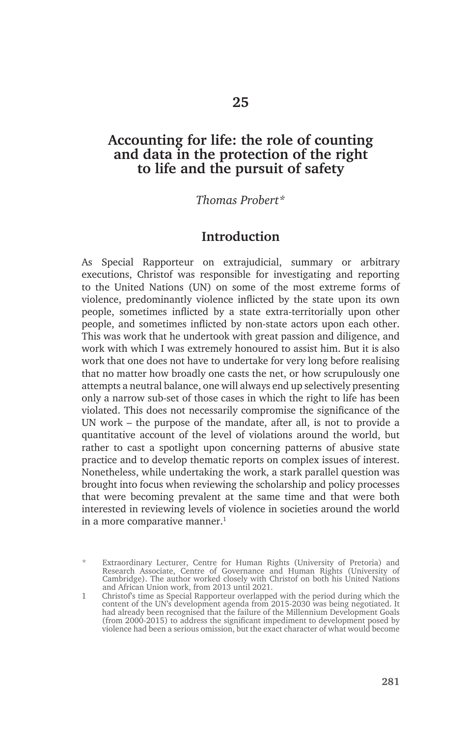# 25

# Accounting for life: the role of counting and data in the protection of the right to life and the pursuit of safety

*Thomas Probert**

## Introduction

As Special Rapporteur on extrajudicial, summary or arbitrary executions, Christof was responsible for investigating and reporting to the United Nations (UN) on some of the most extreme forms of violence, predominantly violence inflicted by the state upon its own people, sometimes inflicted by a state extra-territorially upon other people, and sometimes inflicted by non-state actors upon each other. This was work that he undertook with great passion and diligence, and work with which I was extremely honoured to assist him. But it is also work that one does not have to undertake for very long before realising that no matter how broadly one casts the net, or how scrupulously one attempts a neutral balance, one will always end up selectively presenting only a narrow sub-set of those cases in which the right to life has been violated. This does not necessarily compromise the significance of the UN work – the purpose of the mandate, after all, is not to provide a quantitative account of the level of violations around the world, but rather to cast a spotlight upon concerning patterns of abusive state practice and to develop thematic reports on complex issues of interest. Nonetheless, while undertaking the work, a stark parallel question was brought into focus when reviewing the scholarship and policy processes that were becoming prevalent at the same time and that were both interested in reviewing levels of violence in societies around the world in a more comparative manner.[1]

---

\* Extraordinary Lecturer, Centre for Human Rights (University of Pretoria) and Research Associate, Centre of Governance and Human Rights (University of Cambridge). The author worked closely with Christof on both his United Nations and African Union work, from 2013 until 2021.

1 Christof's time as Special Rapporteur overlapped with the period during which the content of the UN's development agenda from 2015-2030 was being negotiated. It had already been recognised that the failure of the Millennium Development Goals (from 2000-2015) to address the significant impediment to development posed by violence had been a serious omission, but the exact character of what would become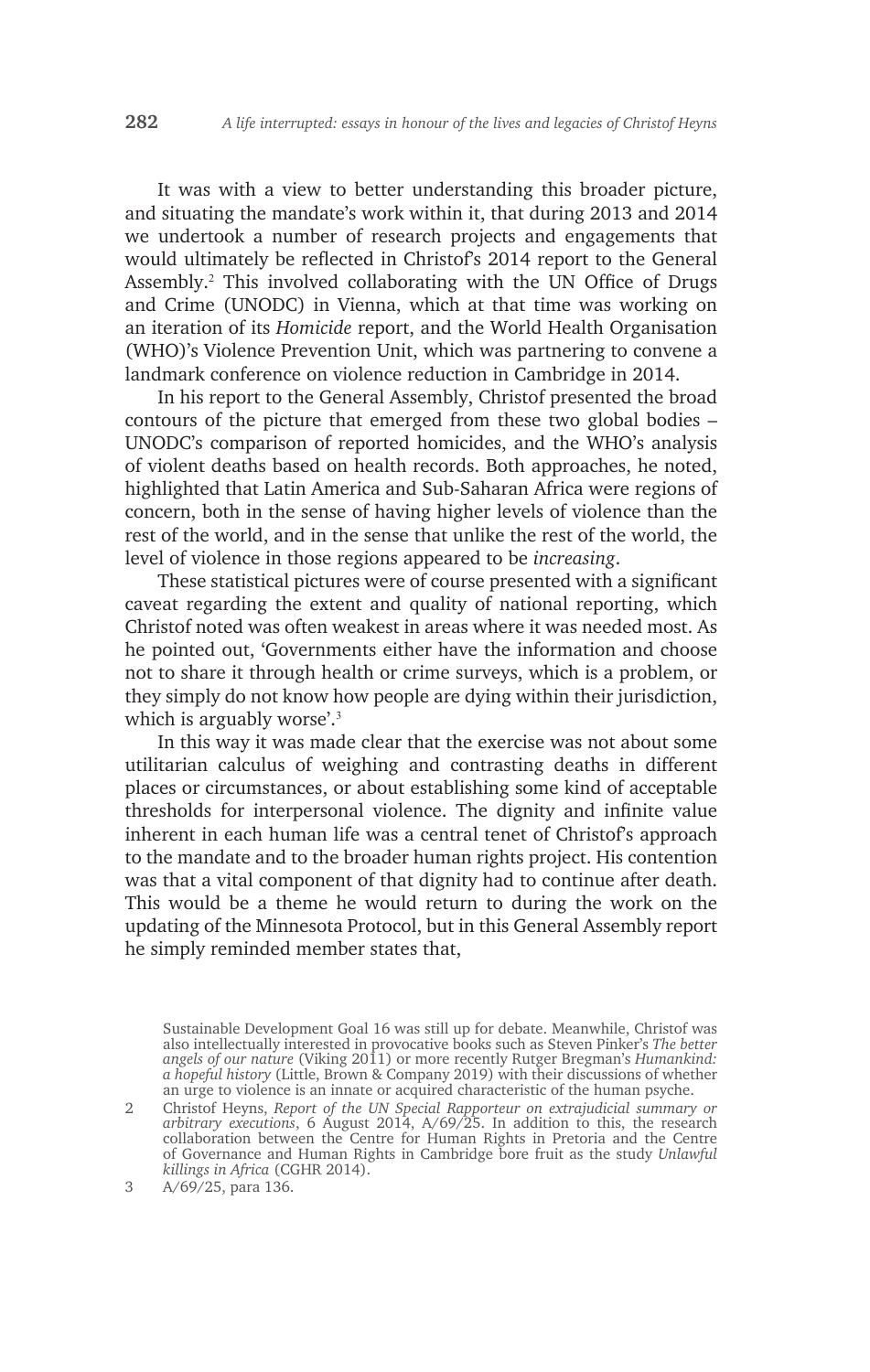It was with a view to better understanding this broader picture, and situating the mandate's work within it, that during 2013 and 2014 we undertook a number of research projects and engagements that would ultimately be reflected in Christof's 2014 report to the General Assembly.[2] This involved collaborating with the UN Office of Drugs and Crime (UNODC) in Vienna, which at that time was working on an iteration of its *Homicide* report, and the World Health Organisation (WHO)'s Violence Prevention Unit, which was partnering to convene a landmark conference on violence reduction in Cambridge in 2014.

In his report to the General Assembly, Christof presented the broad contours of the picture that emerged from these two global bodies – UNODC's comparison of reported homicides, and the WHO's analysis of violent deaths based on health records. Both approaches, he noted, highlighted that Latin America and Sub-Saharan Africa were regions of concern, both in the sense of having higher levels of violence than the rest of the world, and in the sense that unlike the rest of the world, the level of violence in those regions appeared to be *increasing*.

These statistical pictures were of course presented with a significant caveat regarding the extent and quality of national reporting, which Christof noted was often weakest in areas where it was needed most. As he pointed out, 'Governments either have the information and choose not to share it through health or crime surveys, which is a problem, or they simply do not know how people are dying within their jurisdiction, which is arguably worse'.[3]

In this way it was made clear that the exercise was not about some utilitarian calculus of weighing and contrasting deaths in different places or circumstances, or about establishing some kind of acceptable thresholds for interpersonal violence. The dignity and infinite value inherent in each human life was a central tenet of Christof's approach to the mandate and to the broader human rights project. His contention was that a vital component of that dignity had to continue after death. This would be a theme he would return to during the work on the updating of the Minnesota Protocol, but in this General Assembly report he simply reminded member states that,

Sustainable Development Goal 16 was still up for debate. Meanwhile, Christof was also intellectually interested in provocative books such as Steven Pinker's *The better angels of our nature* (Viking 2011) or more recently Rutger Bregman's *Humankind: a hopeful history* (Little, Brown & Company 2019) with their discussions of whether an urge to violence is an innate or acquired characteristic of the human psyche.

2 Christof Heyns, *Report of the UN Special Rapporteur on extrajudicial summary or arbitrary executions*, 6 August 2014, A/69/25. In addition to this, the research collaboration between the Centre for Human Rights in Pretoria and the Centre of Governance and Human Rights in Cambridge bore fruit as the study *Unlawful killings in Africa* (CGHR 2014).

3 A/69/25, para 136.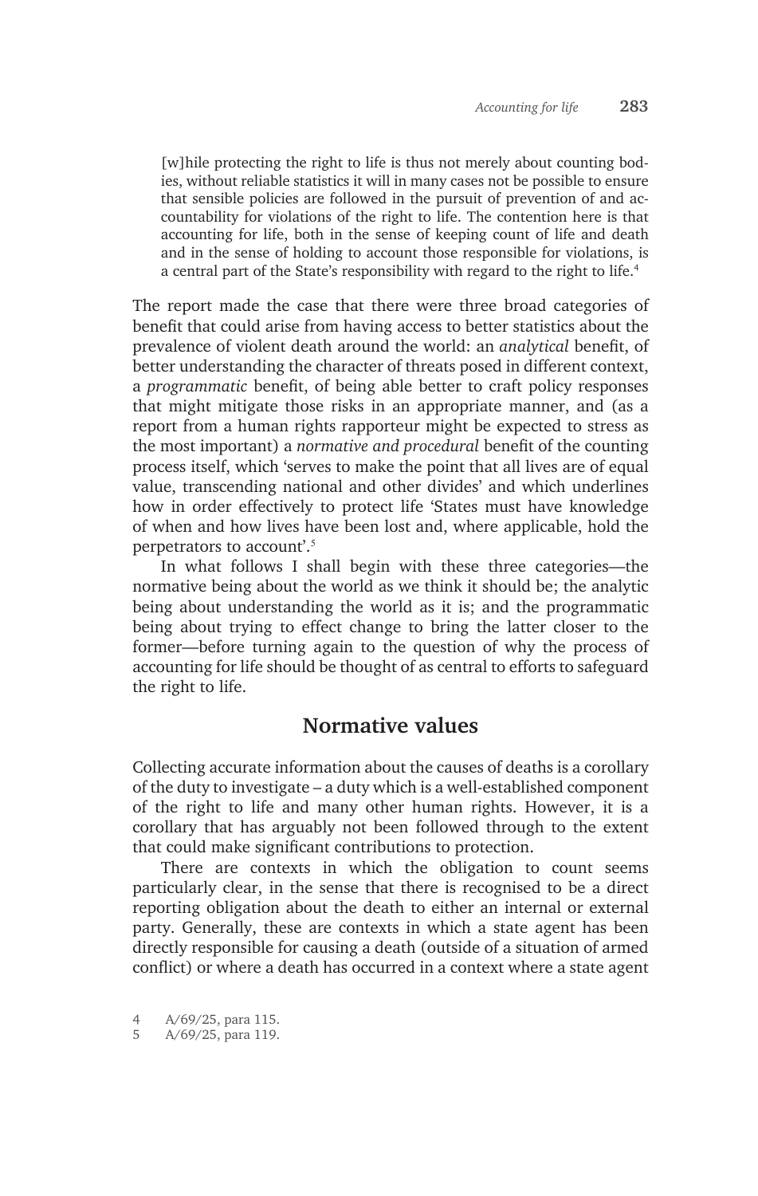> [w]hile protecting the right to life is thus not merely about counting bodies, without reliable statistics it will in many cases not be possible to ensure that sensible policies are followed in the pursuit of prevention of and accountability for violations of the right to life. The contention here is that accounting for life, both in the sense of keeping count of life and death and in the sense of holding to account those responsible for violations, is a central part of the State's responsibility with regard to the right to life.[4]

The report made the case that there were three broad categories of benefit that could arise from having access to better statistics about the prevalence of violent death around the world: an *analytical* benefit, of better understanding the character of threats posed in different context, a *programmatic* benefit, of being able better to craft policy responses that might mitigate those risks in an appropriate manner, and (as a report from a human rights rapporteur might be expected to stress as the most important) a *normative and procedural* benefit of the counting process itself, which 'serves to make the point that all lives are of equal value, transcending national and other divides' and which underlines how in order effectively to protect life 'States must have knowledge of when and how lives have been lost and, where applicable, hold the perpetrators to account'.[5]

In what follows I shall begin with these three categories—the normative being about the world as we think it should be; the analytic being about understanding the world as it is; and the programmatic being about trying to effect change to bring the latter closer to the former—before turning again to the question of why the process of accounting for life should be thought of as central to efforts to safeguard the right to life.

## Normative values

Collecting accurate information about the causes of deaths is a corollary of the duty to investigate – a duty which is a well-established component of the right to life and many other human rights. However, it is a corollary that has arguably not been followed through to the extent that could make significant contributions to protection.

There are contexts in which the obligation to count seems particularly clear, in the sense that there is recognised to be a direct reporting obligation about the death to either an internal or external party. Generally, these are contexts in which a state agent has been directly responsible for causing a death (outside of a situation of armed conflict) or where a death has occurred in a context where a state agent

4 A/69/25, para 115.
5 A/69/25, para 119.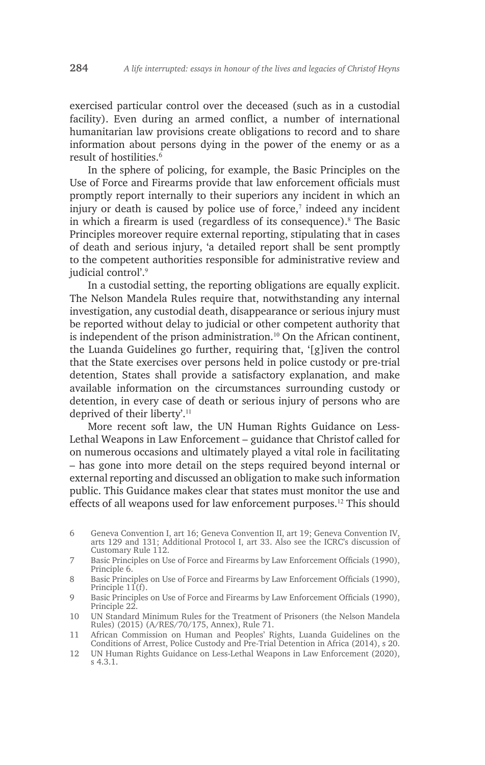exercised particular control over the deceased (such as in a custodial facility). Even during an armed conflict, a number of international humanitarian law provisions create obligations to record and to share information about persons dying in the power of the enemy or as a result of hostilities.[6]

In the sphere of policing, for example, the Basic Principles on the Use of Force and Firearms provide that law enforcement officials must promptly report internally to their superiors any incident in which an injury or death is caused by police use of force,[7] indeed any incident in which a firearm is used (regardless of its consequence).[8] The Basic Principles moreover require external reporting, stipulating that in cases of death and serious injury, 'a detailed report shall be sent promptly to the competent authorities responsible for administrative review and judicial control'.[9]

In a custodial setting, the reporting obligations are equally explicit. The Nelson Mandela Rules require that, notwithstanding any internal investigation, any custodial death, disappearance or serious injury must be reported without delay to judicial or other competent authority that is independent of the prison administration.[10] On the African continent, the Luanda Guidelines go further, requiring that, '[g]iven the control that the State exercises over persons held in police custody or pre-trial detention, States shall provide a satisfactory explanation, and make available information on the circumstances surrounding custody or detention, in every case of death or serious injury of persons who are deprived of their liberty'.[11]

More recent soft law, the UN Human Rights Guidance on Less-Lethal Weapons in Law Enforcement – guidance that Christof called for on numerous occasions and ultimately played a vital role in facilitating – has gone into more detail on the steps required beyond internal or external reporting and discussed an obligation to make such information public. This Guidance makes clear that states must monitor the use and effects of all weapons used for law enforcement purposes.[12] This should

6 Geneva Convention I, art 16; Geneva Convention II, art 19; Geneva Convention IV, arts 129 and 131; Additional Protocol I, art 33. Also see the ICRC's discussion of Customary Rule 112.

7 Basic Principles on Use of Force and Firearms by Law Enforcement Officials (1990), Principle 6.

8 Basic Principles on Use of Force and Firearms by Law Enforcement Officials (1990), Principle 11(f).

9 Basic Principles on Use of Force and Firearms by Law Enforcement Officials (1990), Principle 22.

10 UN Standard Minimum Rules for the Treatment of Prisoners (the Nelson Mandela Rules) (2015) (A/RES/70/175, Annex), Rule 71.

11 African Commission on Human and Peoples' Rights, Luanda Guidelines on the Conditions of Arrest, Police Custody and Pre-Trial Detention in Africa (2014), s 20.

12 UN Human Rights Guidance on Less-Lethal Weapons in Law Enforcement (2020), s 4.3.1.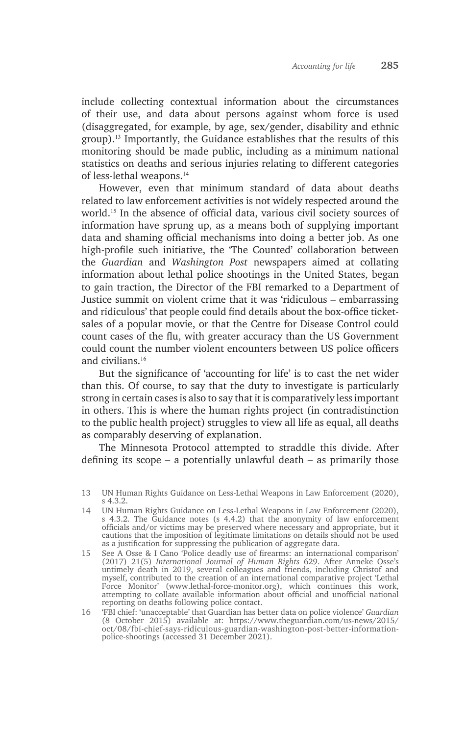include collecting contextual information about the circumstances of their use, and data about persons against whom force is used (disaggregated, for example, by age, sex/gender, disability and ethnic group).[13] Importantly, the Guidance establishes that the results of this monitoring should be made public, including as a minimum national statistics on deaths and serious injuries relating to different categories of less-lethal weapons.[14]

However, even that minimum standard of data about deaths related to law enforcement activities is not widely respected around the world.[15] In the absence of official data, various civil society sources of information have sprung up, as a means both of supplying important data and shaming official mechanisms into doing a better job. As one high-profile such initiative, the 'The Counted' collaboration between the *Guardian* and *Washington Post* newspapers aimed at collating information about lethal police shootings in the United States, began to gain traction, the Director of the FBI remarked to a Department of Justice summit on violent crime that it was 'ridiculous – embarrassing and ridiculous' that people could find details about the box-office ticket-sales of a popular movie, or that the Centre for Disease Control could count cases of the flu, with greater accuracy than the US Government could count the number violent encounters between US police officers and civilians.[16]

But the significance of 'accounting for life' is to cast the net wider than this. Of course, to say that the duty to investigate is particularly strong in certain cases is also to say that it is comparatively less important in others. This is where the human rights project (in contradistinction to the public health project) struggles to view all life as equal, all deaths as comparably deserving of explanation.

The Minnesota Protocol attempted to straddle this divide. After defining its scope – a potentially unlawful death – as primarily those

13 UN Human Rights Guidance on Less-Lethal Weapons in Law Enforcement (2020), s 4.3.2.

14 UN Human Rights Guidance on Less-Lethal Weapons in Law Enforcement (2020), s 4.3.2. The Guidance notes (s 4.4.2) that the anonymity of law enforcement officials and/or victims may be preserved where necessary and appropriate, but it cautions that the imposition of legitimate limitations on details should not be used as a justification for suppressing the publication of aggregate data.

15 See A Osse & I Cano 'Police deadly use of firearms: an international comparison' (2017) 21(5) *International Journal of Human Rights* 629. After Anneke Osse's untimely death in 2019, several colleagues and friends, including Christof and myself, contributed to the creation of an international comparative project 'Lethal Force Monitor' (www.lethal-force-monitor.org), which continues this work, attempting to collate available information about official and unofficial national reporting on deaths following police contact.

16 'FBI chief: 'unacceptable' that Guardian has better data on police violence' *Guardian* (8 October 2015) available at: https://www.theguardian.com/us-news/2015/oct/08/fbi-chief-says-ridiculous-guardian-washington-post-better-information-police-shootings (accessed 31 December 2021).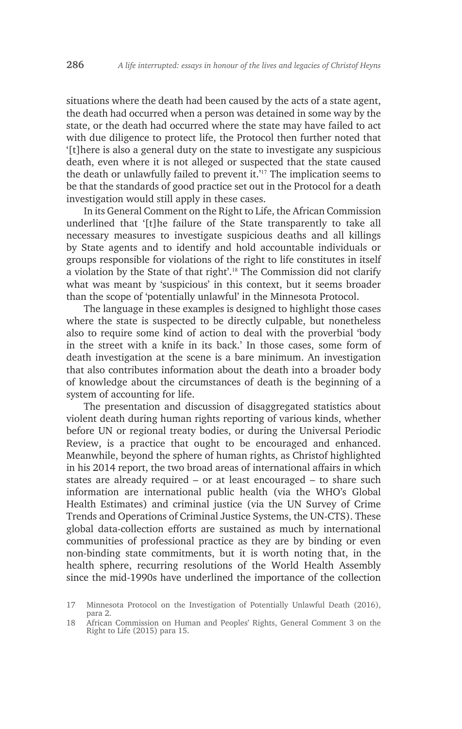situations where the death had been caused by the acts of a state agent, the death had occurred when a person was detained in some way by the state, or the death had occurred where the state may have failed to act with due diligence to protect life, the Protocol then further noted that '[t]here is also a general duty on the state to investigate any suspicious death, even where it is not alleged or suspected that the state caused the death or unlawfully failed to prevent it.'[17] The implication seems to be that the standards of good practice set out in the Protocol for a death investigation would still apply in these cases.

In its General Comment on the Right to Life, the African Commission underlined that '[t]he failure of the State transparently to take all necessary measures to investigate suspicious deaths and all killings by State agents and to identify and hold accountable individuals or groups responsible for violations of the right to life constitutes in itself a violation by the State of that right'.[18] The Commission did not clarify what was meant by 'suspicious' in this context, but it seems broader than the scope of 'potentially unlawful' in the Minnesota Protocol.

The language in these examples is designed to highlight those cases where the state is suspected to be directly culpable, but nonetheless also to require some kind of action to deal with the proverbial 'body in the street with a knife in its back.' In those cases, some form of death investigation at the scene is a bare minimum. An investigation that also contributes information about the death into a broader body of knowledge about the circumstances of death is the beginning of a system of accounting for life.

The presentation and discussion of disaggregated statistics about violent death during human rights reporting of various kinds, whether before UN or regional treaty bodies, or during the Universal Periodic Review, is a practice that ought to be encouraged and enhanced. Meanwhile, beyond the sphere of human rights, as Christof highlighted in his 2014 report, the two broad areas of international affairs in which states are already required – or at least encouraged – to share such information are international public health (via the WHO's Global Health Estimates) and criminal justice (via the UN Survey of Crime Trends and Operations of Criminal Justice Systems, the UN-CTS). These global data-collection efforts are sustained as much by international communities of professional practice as they are by binding or even non-binding state commitments, but it is worth noting that, in the health sphere, recurring resolutions of the World Health Assembly since the mid-1990s have underlined the importance of the collection

17 Minnesota Protocol on the Investigation of Potentially Unlawful Death (2016), para 2.

18 African Commission on Human and Peoples' Rights, General Comment 3 on the Right to Life (2015) para 15.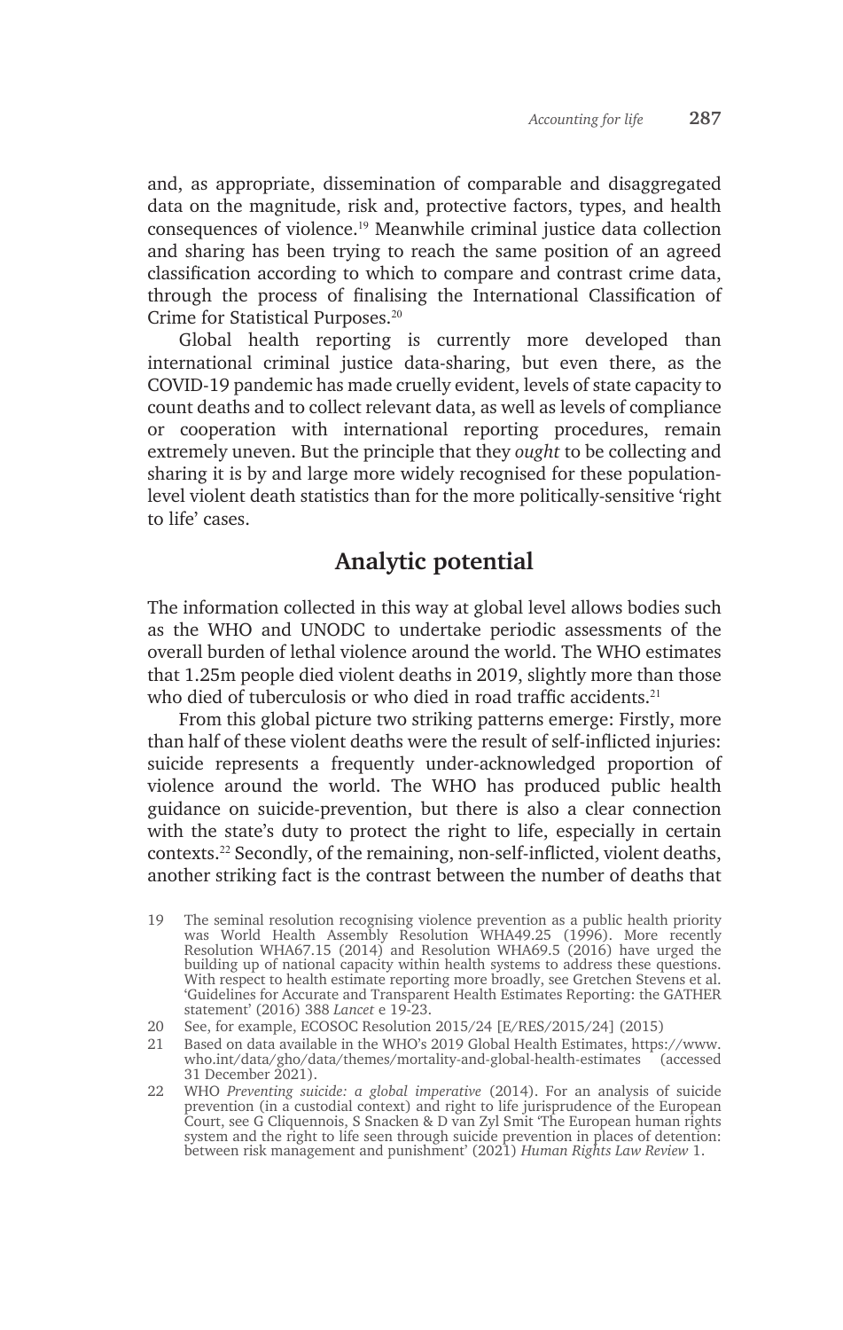and, as appropriate, dissemination of comparable and disaggregated data on the magnitude, risk and, protective factors, types, and health consequences of violence.[19] Meanwhile criminal justice data collection and sharing has been trying to reach the same position of an agreed classification according to which to compare and contrast crime data, through the process of finalising the International Classification of Crime for Statistical Purposes.[20]

Global health reporting is currently more developed than international criminal justice data-sharing, but even there, as the COVID-19 pandemic has made cruelly evident, levels of state capacity to count deaths and to collect relevant data, as well as levels of compliance or cooperation with international reporting procedures, remain extremely uneven. But the principle that they *ought* to be collecting and sharing it is by and large more widely recognised for these population-level violent death statistics than for the more politically-sensitive 'right to life' cases.

## Analytic potential

The information collected in this way at global level allows bodies such as the WHO and UNODC to undertake periodic assessments of the overall burden of lethal violence around the world. The WHO estimates that 1.25m people died violent deaths in 2019, slightly more than those who died of tuberculosis or who died in road traffic accidents.[21]

From this global picture two striking patterns emerge: Firstly, more than half of these violent deaths were the result of self-inflicted injuries: suicide represents a frequently under-acknowledged proportion of violence around the world. The WHO has produced public health guidance on suicide-prevention, but there is also a clear connection with the state's duty to protect the right to life, especially in certain contexts.[22] Secondly, of the remaining, non-self-inflicted, violent deaths, another striking fact is the contrast between the number of deaths that

---

19 The seminal resolution recognising violence prevention as a public health priority was World Health Assembly Resolution WHA49.25 (1996). More recently Resolution WHA67.15 (2014) and Resolution WHA69.5 (2016) have urged the building up of national capacity within health systems to address these questions. With respect to health estimate reporting more broadly, see Gretchen Stevens et al. 'Guidelines for Accurate and Transparent Health Estimates Reporting: the GATHER statement' (2016) 388 *Lancet* e 19-23.

20 See, for example, ECOSOC Resolution 2015/24 [E/RES/2015/24] (2015)

21 Based on data available in the WHO's 2019 Global Health Estimates, https://www.who.int/data/gho/data/themes/mortality-and-global-health-estimates (accessed 31 December 2021).

22 WHO *Preventing suicide: a global imperative* (2014). For an analysis of suicide prevention (in a custodial context) and right to life jurisprudence of the European Court, see G Cliquennois, S Snacken & D van Zyl Smit 'The European human rights system and the right to life seen through suicide prevention in places of detention: between risk management and punishment' (2021) *Human Rights Law Review* 1.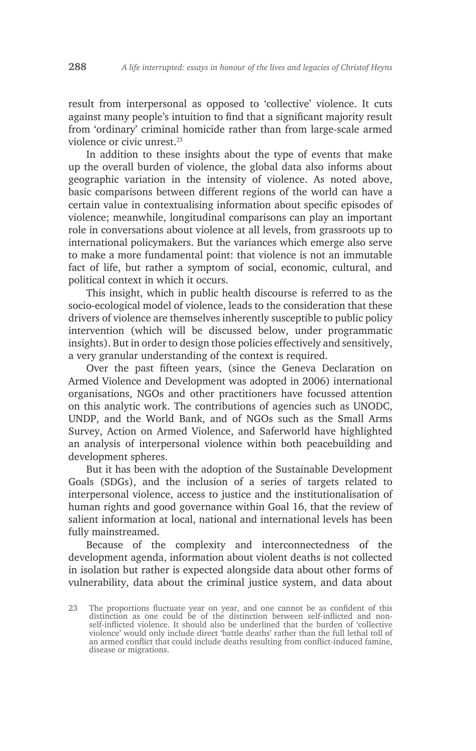result from interpersonal as opposed to 'collective' violence. It cuts against many people's intuition to find that a significant majority result from 'ordinary' criminal homicide rather than from large-scale armed violence or civic unrest.[23]

In addition to these insights about the type of events that make up the overall burden of violence, the global data also informs about geographic variation in the intensity of violence. As noted above, basic comparisons between different regions of the world can have a certain value in contextualising information about specific episodes of violence; meanwhile, longitudinal comparisons can play an important role in conversations about violence at all levels, from grassroots up to international policymakers. But the variances which emerge also serve to make a more fundamental point: that violence is not an immutable fact of life, but rather a symptom of social, economic, cultural, and political context in which it occurs.

This insight, which in public health discourse is referred to as the socio-ecological model of violence, leads to the consideration that these drivers of violence are themselves inherently susceptible to public policy intervention (which will be discussed below, under programmatic insights). But in order to design those policies effectively and sensitively, a very granular understanding of the context is required.

Over the past fifteen years, (since the Geneva Declaration on Armed Violence and Development was adopted in 2006) international organisations, NGOs and other practitioners have focussed attention on this analytic work. The contributions of agencies such as UNODC, UNDP, and the World Bank, and of NGOs such as the Small Arms Survey, Action on Armed Violence, and Saferworld have highlighted an analysis of interpersonal violence within both peacebuilding and development spheres.

But it has been with the adoption of the Sustainable Development Goals (SDGs), and the inclusion of a series of targets related to interpersonal violence, access to justice and the institutionalisation of human rights and good governance within Goal 16, that the review of salient information at local, national and international levels has been fully mainstreamed.

Because of the complexity and interconnectedness of the development agenda, information about violent deaths is not collected in isolation but rather is expected alongside data about other forms of vulnerability, data about the criminal justice system, and data about

23 The proportions fluctuate year on year, and one cannot be as confident of this distinction as one could be of the distinction between self-inflicted and non-self-inflicted violence. It should also be underlined that the burden of 'collective violence' would only include direct 'battle deaths' rather than the full lethal toll of an armed conflict that could include deaths resulting from conflict-induced famine, disease or migrations.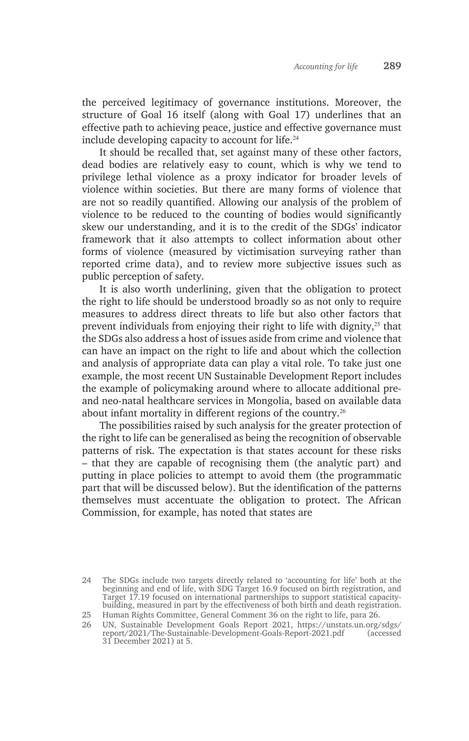the perceived legitimacy of governance institutions. Moreover, the structure of Goal 16 itself (along with Goal 17) underlines that an effective path to achieving peace, justice and effective governance must include developing capacity to account for life.[24]

It should be recalled that, set against many of these other factors, dead bodies are relatively easy to count, which is why we tend to privilege lethal violence as a proxy indicator for broader levels of violence within societies. But there are many forms of violence that are not so readily quantified. Allowing our analysis of the problem of violence to be reduced to the counting of bodies would significantly skew our understanding, and it is to the credit of the SDGs' indicator framework that it also attempts to collect information about other forms of violence (measured by victimisation surveying rather than reported crime data), and to review more subjective issues such as public perception of safety.

It is also worth underlining, given that the obligation to protect the right to life should be understood broadly so as not only to require measures to address direct threats to life but also other factors that prevent individuals from enjoying their right to life with dignity,[25] that the SDGs also address a host of issues aside from crime and violence that can have an impact on the right to life and about which the collection and analysis of appropriate data can play a vital role. To take just one example, the most recent UN Sustainable Development Report includes the example of policymaking around where to allocate additional pre- and neo-natal healthcare services in Mongolia, based on available data about infant mortality in different regions of the country.[26]

The possibilities raised by such analysis for the greater protection of the right to life can be generalised as being the recognition of observable patterns of risk. The expectation is that states account for these risks – that they are capable of recognising them (the analytic part) and putting in place policies to attempt to avoid them (the programmatic part that will be discussed below). But the identification of the patterns themselves must accentuate the obligation to protect. The African Commission, for example, has noted that states are

24 The SDGs include two targets directly related to 'accounting for life' both at the beginning and end of life, with SDG Target 16.9 focused on birth registration, and Target 17.19 focused on international partnerships to support statistical capacity-building, measured in part by the effectiveness of both birth and death registration.

25 Human Rights Committee, General Comment 36 on the right to life, para 26.

26 UN, Sustainable Development Goals Report 2021, https://unstats.un.org/sdgs/report/2021/The-Sustainable-Development-Goals-Report-2021.pdf (accessed 31 December 2021) at 5.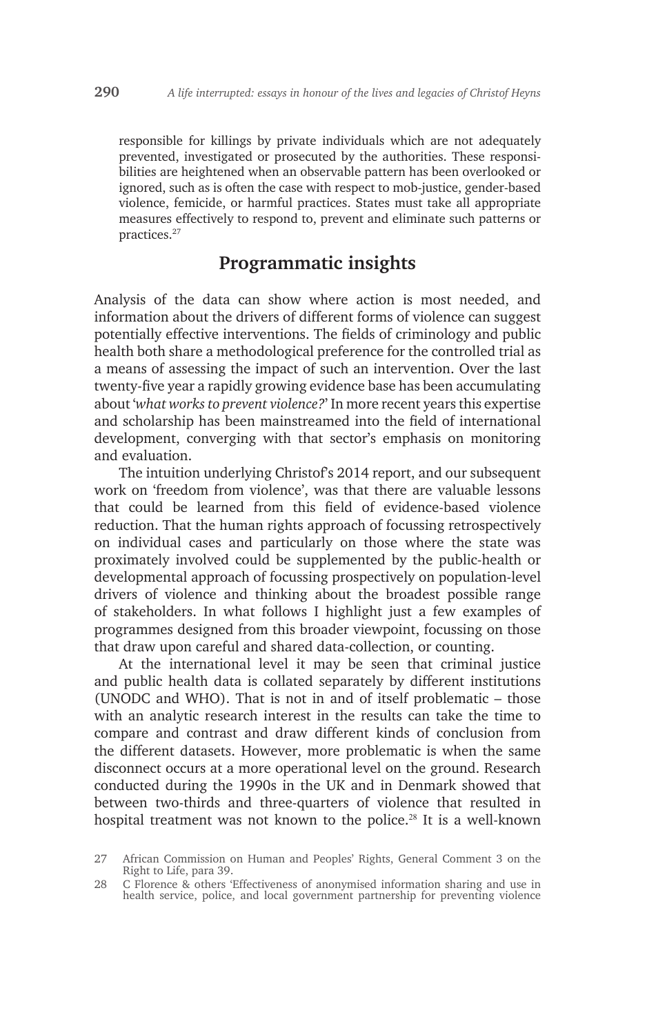responsible for killings by private individuals which are not adequately prevented, investigated or prosecuted by the authorities. These responsibilities are heightened when an observable pattern has been overlooked or ignored, such as is often the case with respect to mob-justice, gender-based violence, femicide, or harmful practices. States must take all appropriate measures effectively to respond to, prevent and eliminate such patterns or practices.[27]

## Programmatic insights

Analysis of the data can show where action is most needed, and information about the drivers of different forms of violence can suggest potentially effective interventions. The fields of criminology and public health both share a methodological preference for the controlled trial as a means of assessing the impact of such an intervention. Over the last twenty-five year a rapidly growing evidence base has been accumulating about '*what works to prevent violence?*' In more recent years this expertise and scholarship has been mainstreamed into the field of international development, converging with that sector's emphasis on monitoring and evaluation.

The intuition underlying Christof's 2014 report, and our subsequent work on 'freedom from violence', was that there are valuable lessons that could be learned from this field of evidence-based violence reduction. That the human rights approach of focussing retrospectively on individual cases and particularly on those where the state was proximately involved could be supplemented by the public-health or developmental approach of focussing prospectively on population-level drivers of violence and thinking about the broadest possible range of stakeholders. In what follows I highlight just a few examples of programmes designed from this broader viewpoint, focussing on those that draw upon careful and shared data-collection, or counting.

At the international level it may be seen that criminal justice and public health data is collated separately by different institutions (UNODC and WHO). That is not in and of itself problematic – those with an analytic research interest in the results can take the time to compare and contrast and draw different kinds of conclusion from the different datasets. However, more problematic is when the same disconnect occurs at a more operational level on the ground. Research conducted during the 1990s in the UK and in Denmark showed that between two-thirds and three-quarters of violence that resulted in hospital treatment was not known to the police.[28] It is a well-known

27 African Commission on Human and Peoples' Rights, General Comment 3 on the Right to Life, para 39.

28 C Florence & others 'Effectiveness of anonymised information sharing and use in health service, police, and local government partnership for preventing violence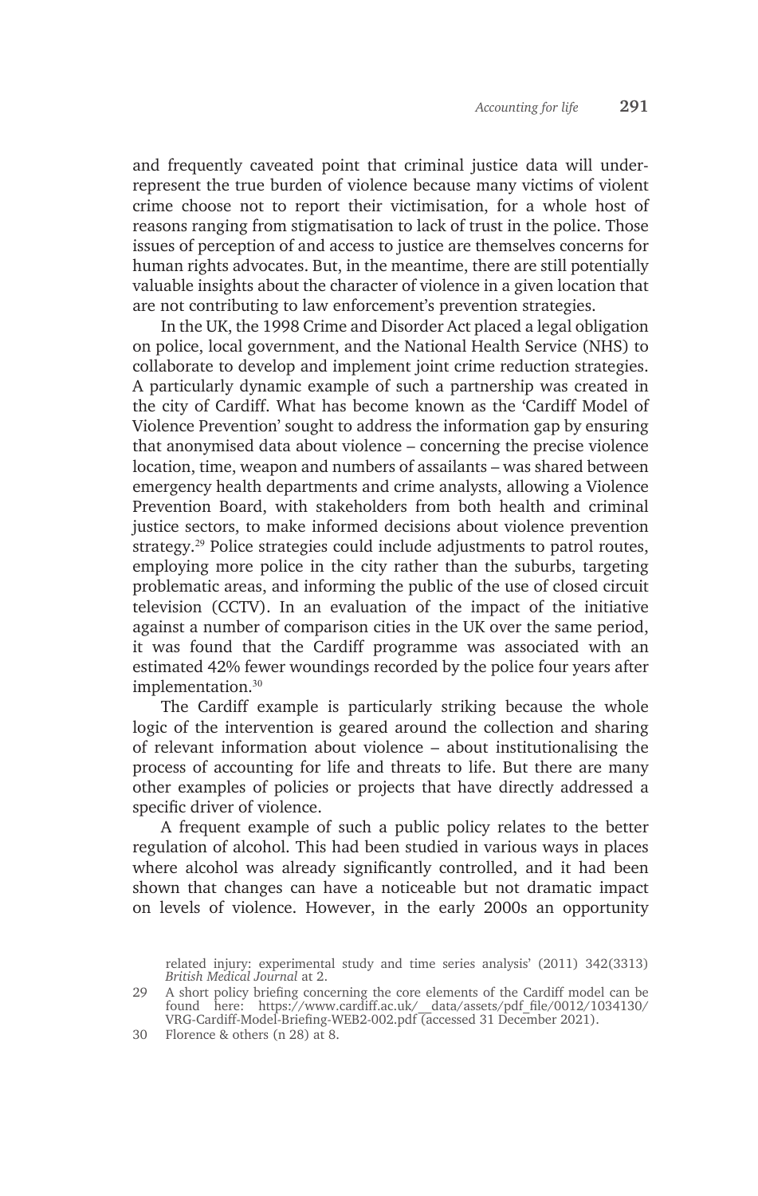and frequently caveated point that criminal justice data will under-represent the true burden of violence because many victims of violent crime choose not to report their victimisation, for a whole host of reasons ranging from stigmatisation to lack of trust in the police. Those issues of perception of and access to justice are themselves concerns for human rights advocates. But, in the meantime, there are still potentially valuable insights about the character of violence in a given location that are not contributing to law enforcement's prevention strategies.

In the UK, the 1998 Crime and Disorder Act placed a legal obligation on police, local government, and the National Health Service (NHS) to collaborate to develop and implement joint crime reduction strategies. A particularly dynamic example of such a partnership was created in the city of Cardiff. What has become known as the 'Cardiff Model of Violence Prevention' sought to address the information gap by ensuring that anonymised data about violence – concerning the precise violence location, time, weapon and numbers of assailants – was shared between emergency health departments and crime analysts, allowing a Violence Prevention Board, with stakeholders from both health and criminal justice sectors, to make informed decisions about violence prevention strategy.[29] Police strategies could include adjustments to patrol routes, employing more police in the city rather than the suburbs, targeting problematic areas, and informing the public of the use of closed circuit television (CCTV). In an evaluation of the impact of the initiative against a number of comparison cities in the UK over the same period, it was found that the Cardiff programme was associated with an estimated 42% fewer woundings recorded by the police four years after implementation.[30]

The Cardiff example is particularly striking because the whole logic of the intervention is geared around the collection and sharing of relevant information about violence – about institutionalising the process of accounting for life and threats to life. But there are many other examples of policies or projects that have directly addressed a specific driver of violence.

A frequent example of such a public policy relates to the better regulation of alcohol. This had been studied in various ways in places where alcohol was already significantly controlled, and it had been shown that changes can have a noticeable but not dramatic impact on levels of violence. However, in the early 2000s an opportunity

related injury: experimental study and time series analysis' (2011) 342(3313) *British Medical Journal* at 2.

29 A short policy briefing concerning the core elements of the Cardiff model can be found here: https://www.cardiff.ac.uk/__data/assets/pdf_file/0012/1034130/VRG-Cardiff-Model-Briefing-WEB2-002.pdf (accessed 31 December 2021).

30 Florence & others (n 28) at 8.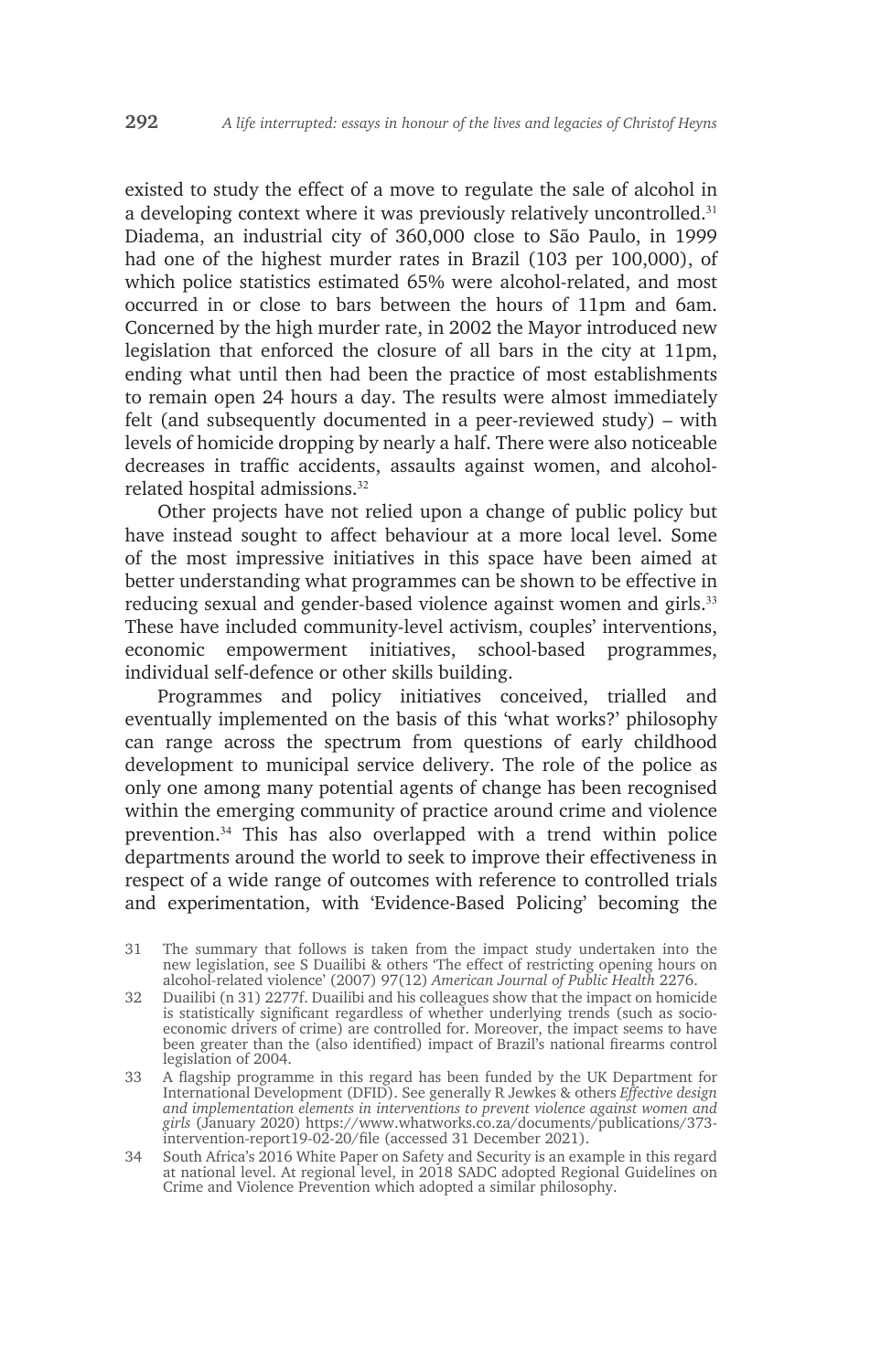existed to study the effect of a move to regulate the sale of alcohol in a developing context where it was previously relatively uncontrolled.[31] Diadema, an industrial city of 360,000 close to São Paulo, in 1999 had one of the highest murder rates in Brazil (103 per 100,000), of which police statistics estimated 65% were alcohol-related, and most occurred in or close to bars between the hours of 11pm and 6am. Concerned by the high murder rate, in 2002 the Mayor introduced new legislation that enforced the closure of all bars in the city at 11pm, ending what until then had been the practice of most establishments to remain open 24 hours a day. The results were almost immediately felt (and subsequently documented in a peer-reviewed study) – with levels of homicide dropping by nearly a half. There were also noticeable decreases in traffic accidents, assaults against women, and alcohol-related hospital admissions.[32]

Other projects have not relied upon a change of public policy but have instead sought to affect behaviour at a more local level. Some of the most impressive initiatives in this space have been aimed at better understanding what programmes can be shown to be effective in reducing sexual and gender-based violence against women and girls.[33] These have included community-level activism, couples' interventions, economic empowerment initiatives, school-based programmes, individual self-defence or other skills building.

Programmes and policy initiatives conceived, trialled and eventually implemented on the basis of this 'what works?' philosophy can range across the spectrum from questions of early childhood development to municipal service delivery. The role of the police as only one among many potential agents of change has been recognised within the emerging community of practice around crime and violence prevention.[34] This has also overlapped with a trend within police departments around the world to seek to improve their effectiveness in respect of a wide range of outcomes with reference to controlled trials and experimentation, with 'Evidence-Based Policing' becoming the

---

31 The summary that follows is taken from the impact study undertaken into the new legislation, see S Duailibi & others 'The effect of restricting opening hours on alcohol-related violence' (2007) 97(12) *American Journal of Public Health* 2276.

32 Duailibi (n 31) 2277f. Duailibi and his colleagues show that the impact on homicide is statistically significant regardless of whether underlying trends (such as socio-economic drivers of crime) are controlled for. Moreover, the impact seems to have been greater than the (also identified) impact of Brazil's national firearms control legislation of 2004.

33 A flagship programme in this regard has been funded by the UK Department for International Development (DFID). See generally R Jewkes & others *Effective design and implementation elements in interventions to prevent violence against women and girls* (January 2020) https://www.whatworks.co.za/documents/publications/373-intervention-report19-02-20/file (accessed 31 December 2021).

34 South Africa's 2016 White Paper on Safety and Security is an example in this regard at national level. At regional level, in 2018 SADC adopted Regional Guidelines on Crime and Violence Prevention which adopted a similar philosophy.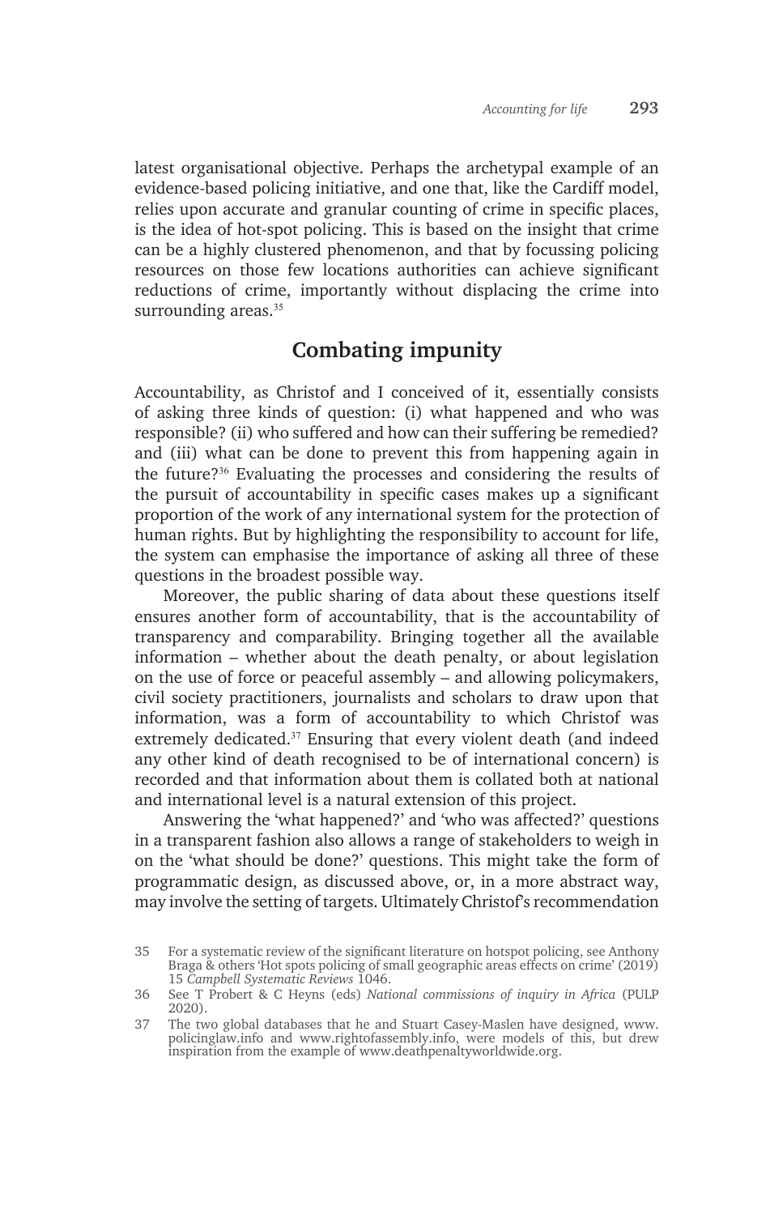latest organisational objective. Perhaps the archetypal example of an evidence-based policing initiative, and one that, like the Cardiff model, relies upon accurate and granular counting of crime in specific places, is the idea of hot-spot policing. This is based on the insight that crime can be a highly clustered phenomenon, and that by focussing policing resources on those few locations authorities can achieve significant reductions of crime, importantly without displacing the crime into surrounding areas.[35]

## Combating impunity

Accountability, as Christof and I conceived of it, essentially consists of asking three kinds of question: (i) what happened and who was responsible? (ii) who suffered and how can their suffering be remedied? and (iii) what can be done to prevent this from happening again in the future?[36] Evaluating the processes and considering the results of the pursuit of accountability in specific cases makes up a significant proportion of the work of any international system for the protection of human rights. But by highlighting the responsibility to account for life, the system can emphasise the importance of asking all three of these questions in the broadest possible way.

Moreover, the public sharing of data about these questions itself ensures another form of accountability, that is the accountability of transparency and comparability. Bringing together all the available information – whether about the death penalty, or about legislation on the use of force or peaceful assembly – and allowing policymakers, civil society practitioners, journalists and scholars to draw upon that information, was a form of accountability to which Christof was extremely dedicated.[37] Ensuring that every violent death (and indeed any other kind of death recognised to be of international concern) is recorded and that information about them is collated both at national and international level is a natural extension of this project.

Answering the 'what happened?' and 'who was affected?' questions in a transparent fashion also allows a range of stakeholders to weigh in on the 'what should be done?' questions. This might take the form of programmatic design, as discussed above, or, in a more abstract way, may involve the setting of targets. Ultimately Christof's recommendation

35 For a systematic review of the significant literature on hotspot policing, see Anthony Braga & others 'Hot spots policing of small geographic areas effects on crime' (2019) 15 *Campbell Systematic Reviews* 1046.

36 See T Probert & C Heyns (eds) *National commissions of inquiry in Africa* (PULP 2020).

37 The two global databases that he and Stuart Casey-Maslen have designed, www.policinglaw.info and www.rightofassembly.info, were models of this, but drew inspiration from the example of www.deathpenaltyworldwide.org.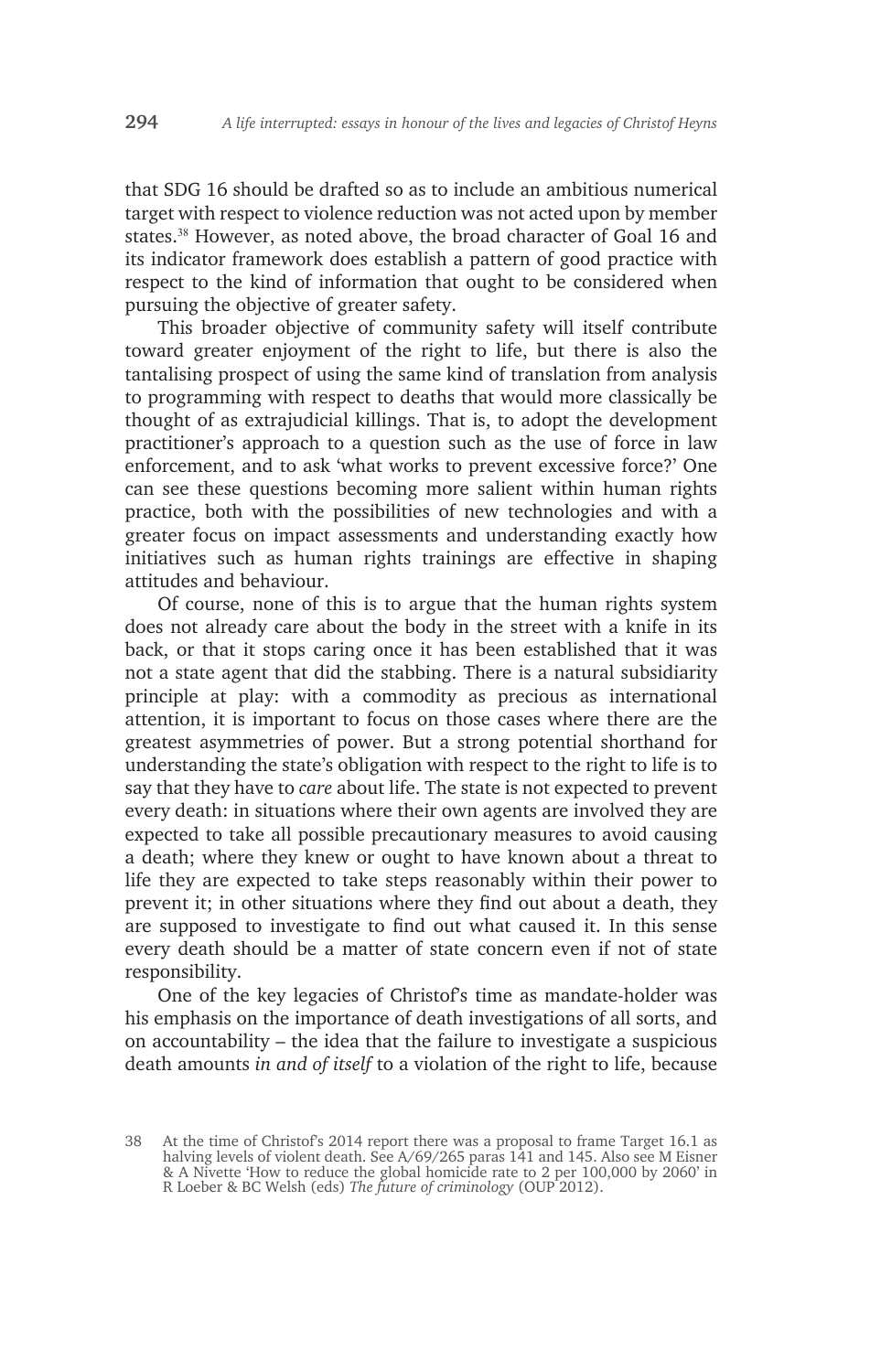that SDG 16 should be drafted so as to include an ambitious numerical target with respect to violence reduction was not acted upon by member states.[38] However, as noted above, the broad character of Goal 16 and its indicator framework does establish a pattern of good practice with respect to the kind of information that ought to be considered when pursuing the objective of greater safety.

This broader objective of community safety will itself contribute toward greater enjoyment of the right to life, but there is also the tantalising prospect of using the same kind of translation from analysis to programming with respect to deaths that would more classically be thought of as extrajudicial killings. That is, to adopt the development practitioner's approach to a question such as the use of force in law enforcement, and to ask 'what works to prevent excessive force?' One can see these questions becoming more salient within human rights practice, both with the possibilities of new technologies and with a greater focus on impact assessments and understanding exactly how initiatives such as human rights trainings are effective in shaping attitudes and behaviour.

Of course, none of this is to argue that the human rights system does not already care about the body in the street with a knife in its back, or that it stops caring once it has been established that it was not a state agent that did the stabbing. There is a natural subsidiarity principle at play: with a commodity as precious as international attention, it is important to focus on those cases where there are the greatest asymmetries of power. But a strong potential shorthand for understanding the state's obligation with respect to the right to life is to say that they have to *care* about life. The state is not expected to prevent every death: in situations where their own agents are involved they are expected to take all possible precautionary measures to avoid causing a death; where they knew or ought to have known about a threat to life they are expected to take steps reasonably within their power to prevent it; in other situations where they find out about a death, they are supposed to investigate to find out what caused it. In this sense every death should be a matter of state concern even if not of state responsibility.

One of the key legacies of Christof's time as mandate-holder was his emphasis on the importance of death investigations of all sorts, and on accountability – the idea that the failure to investigate a suspicious death amounts *in and of itself* to a violation of the right to life, because

38 At the time of Christof's 2014 report there was a proposal to frame Target 16.1 as halving levels of violent death. See A/69/265 paras 141 and 145. Also see M Eisner & A Nivette 'How to reduce the global homicide rate to 2 per 100,000 by 2060' in R Loeber & BC Welsh (eds) *The future of criminology* (OUP 2012).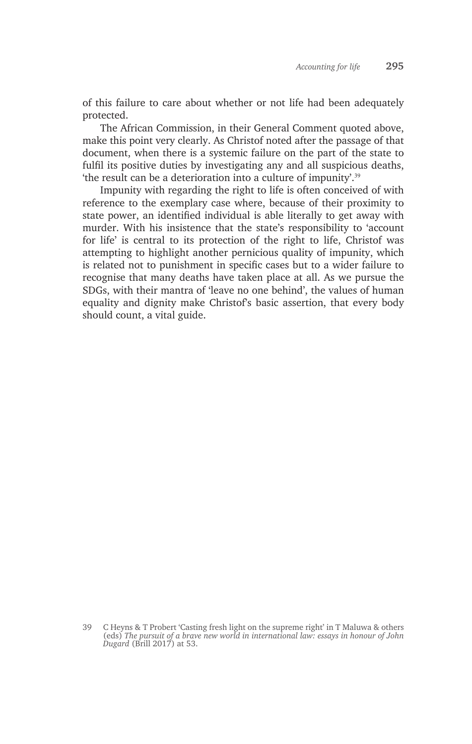of this failure to care about whether or not life had been adequately protected.

The African Commission, in their General Comment quoted above, make this point very clearly. As Christof noted after the passage of that document, when there is a systemic failure on the part of the state to fulfil its positive duties by investigating any and all suspicious deaths, 'the result can be a deterioration into a culture of impunity'.[39]

Impunity with regarding the right to life is often conceived of with reference to the exemplary case where, because of their proximity to state power, an identified individual is able literally to get away with murder. With his insistence that the state's responsibility to 'account for life' is central to its protection of the right to life, Christof was attempting to highlight another pernicious quality of impunity, which is related not to punishment in specific cases but to a wider failure to recognise that many deaths have taken place at all. As we pursue the SDGs, with their mantra of 'leave no one behind', the values of human equality and dignity make Christof's basic assertion, that every body should count, a vital guide.

---

39 C Heyns & T Probert 'Casting fresh light on the supreme right' in T Maluwa & others (eds) *The pursuit of a brave new world in international law: essays in honour of John Dugard* (Brill 2017) at 53.